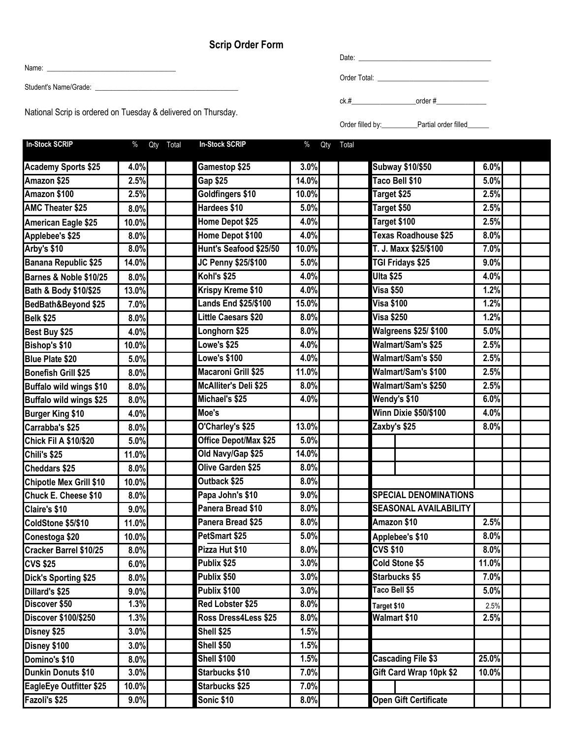# Scrip Order Form

Name: ___________________________________

Student's Name/Grade: ________________________________________

National Scrip is ordered on Tuesday & delivered on Thursday.

Date: _____________________________________

Order Total: _______________________________

ck.#__________________order #______________

Order filled by:__________Partial order filled______

| In-Stock SCRIP | % | Qty | Total | In-Stock SCRIP | % | Qty | Total | | | | |
|---|---|---|---|---|---|---|---|---|---|---|---|
| Academy Sports $25 | 4.0% | | | Gamestop $25 | 3.0% | | | Subway $10/$50 | 6.0% | | |
| Amazon $25 | 2.5% | | | Gap $25 | 14.0% | | | Taco Bell $10 | 5.0% | | |
| Amazon $100 | 2.5% | | | Goldfingers $10 | 10.0% | | | Target $25 | 2.5% | | |
| AMC Theater $25 | 8.0% | | | Hardees $10 | 5.0% | | | Target $50 | 2.5% | | |
| American Eagle $25 | 10.0% | | | Home Depot $25 | 4.0% | | | Target $100 | 2.5% | | |
| Applebee's $25 | 8.0% | | | Home Depot $100 | 4.0% | | | Texas Roadhouse $25 | 8.0% | | |
| Arby's $10 | 8.0% | | | Hunt's Seafood $25/50 | 10.0% | | | T. J. Maxx $25/$100 | 7.0% | | |
| Banana Republic $25 | 14.0% | | | JC Penny $25/$100 | 5.0% | | | TGI Fridays $25 | 9.0% | | |
| Barnes & Noble $10/25 | 8.0% | | | Kohl's $25 | 4.0% | | | Ulta $25 | 4.0% | | |
| Bath & Body $10/$25 | 13.0% | | | Krispy Kreme $10 | 4.0% | | | Visa $50 | 1.2% | | |
| BedBath&Beyond $25 | 7.0% | | | Lands End $25/$100 | 15.0% | | | Visa $100 | 1.2% | | |
| Belk $25 | 8.0% | | | Little Caesars $20 | 8.0% | | | Visa $250 | 1.2% | | |
| Best Buy $25 | 4.0% | | | Longhorn $25 | 8.0% | | | Walgreens $25/ $100 | 5.0% | | |
| Bishop's $10 | 10.0% | | | Lowe's $25 | 4.0% | | | Walmart/Sam's $25 | 2.5% | | |
| Blue Plate $20 | 5.0% | | | Lowe's $100 | 4.0% | | | Walmart/Sam's $50 | 2.5% | | |
| Bonefish Grill $25 | 8.0% | | | Macaroni Grill $25 | 11.0% | | | Walmart/Sam's $100 | 2.5% | | |
| Buffalo wild wings $10 | 8.0% | | | McAlliter's Deli $25 | 8.0% | | | Walmart/Sam's $250 | 2.5% | | |
| Buffalo wild wings $25 | 8.0% | | | Michael's $25 | 4.0% | | | Wendy's $10 | 6.0% | | |
| Burger King $10 | 4.0% | | | Moe's | | | | Winn Dixie $50/$100 | 4.0% | | |
| Carrabba's $25 | 8.0% | | | O'Charley's $25 | 13.0% | | | Zaxby's $25 | 8.0% | | |
| Chick Fil A $10/$20 | 5.0% | | | Office Depot/Max $25 | 5.0% | | | | | | |
| Chili's $25 | 11.0% | | | Old Navy/Gap $25 | 14.0% | | | | | | |
| Cheddars $25 | 8.0% | | | Olive Garden $25 | 8.0% | | | | | | |
| Chipotle Mex Grill $10 | 10.0% | | | Outback $25 | 8.0% | | | | | | |
| Chuck E. Cheese $10 | 8.0% | | | Papa John's $10 | 9.0% | | | SPECIAL DENOMINATIONS | | | |
| Claire's $10 | 9.0% | | | Panera Bread $10 | 8.0% | | | SEASONAL AVAILABILITY | | | |
| ColdStone $5/$10 | 11.0% | | | Panera Bread $25 | 8.0% | | | Amazon $10 | 2.5% | | |
| Conestoga $20 | 10.0% | | | PetSmart $25 | 5.0% | | | Applebee's $10 | 8.0% | | |
| Cracker Barrel $10/25 | 8.0% | | | Pizza Hut $10 | 8.0% | | | CVS $10 | 8.0% | | |
| CVS $25 | 6.0% | | | Publix $25 | 3.0% | | | Cold Stone $5 | 11.0% | | |
| Dick's Sporting $25 | 8.0% | | | Publix $50 | 3.0% | | | Starbucks $5 | 7.0% | | |
| Dillard's $25 | 9.0% | | | Publix $100 | 3.0% | | | Taco Bell $5 | 5.0% | | |
| Discover $50 | 1.3% | | | Red Lobster $25 | 8.0% | | | Target $10 | 2.5% | | |
| Discover $100/$250 | 1.3% | | | Ross Dress4Less $25 | 8.0% | | | Walmart $10 | 2.5% | | |
| Disney $25 | 3.0% | | | Shell $25 | 1.5% | | | | | | |
| Disney $100 | 3.0% | | | Shell $50 | 1.5% | | | | | | |
| Domino's $10 | 8.0% | | | Shell $100 | 1.5% | | | Cascading File $3 | 25.0% | | |
| Dunkin Donuts $10 | 3.0% | | | Starbucks $10 | 7.0% | | | Gift Card Wrap 10pk $2 | 10.0% | | |
| EagleEye Outfitter $25 | 10.0% | | | Starbucks $25 | 7.0% | | | | | | |
| Fazoli's $25 | 9.0% | | | Sonic $10 | 8.0% | | | Open Gift Certificate | | | |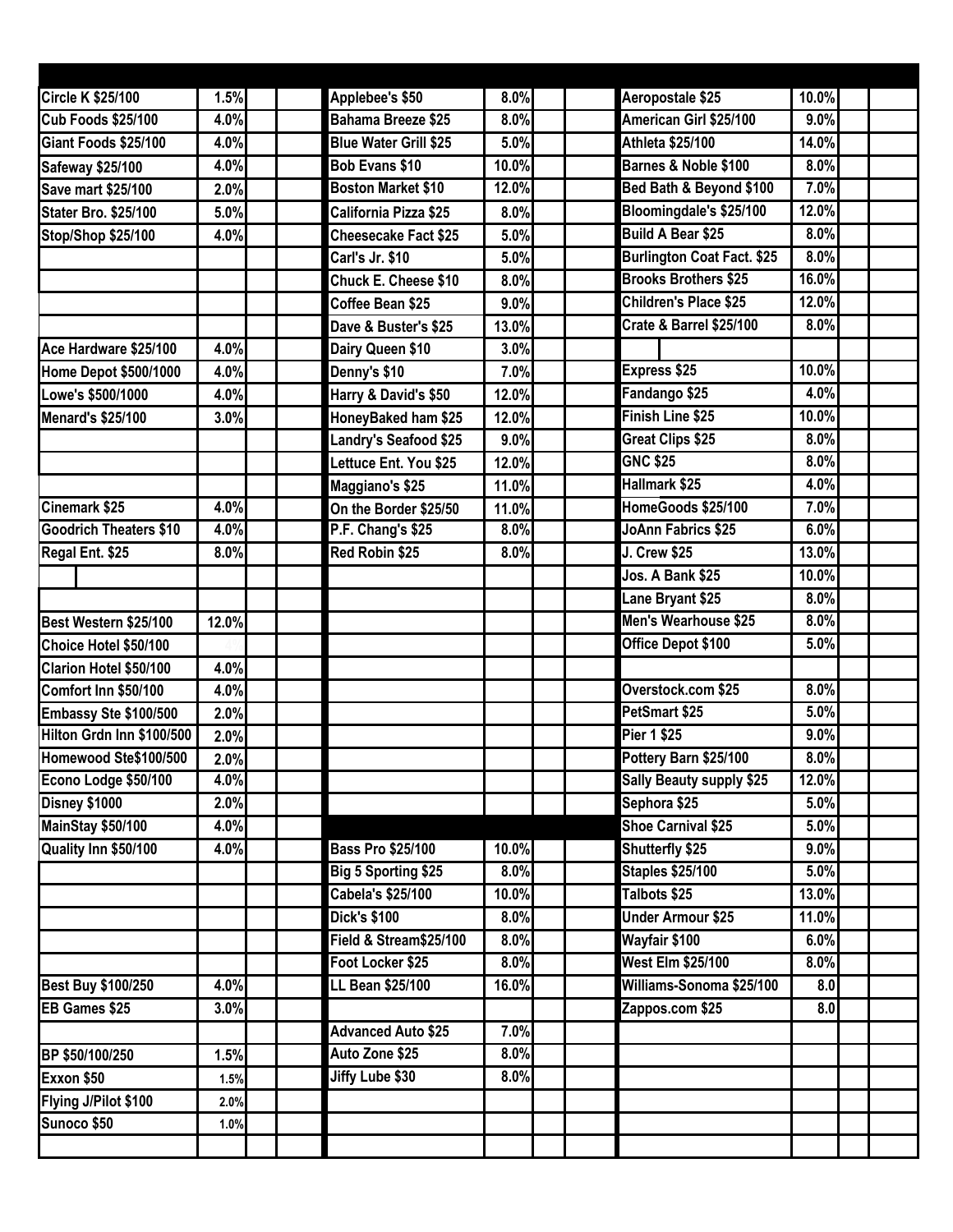| | | | | | | | | | | | |
|---|---|---|---|---|---|---|---|---|---|---|---|
| Circle K $25/100 | 1.5% | | | Applebee's $50 | 8.0% | | | Aeropostale $25 | 10.0% | | |
| Cub Foods $25/100 | 4.0% | | | Bahama Breeze $25 | 8.0% | | | American Girl $25/100 | 9.0% | | |
| Giant Foods $25/100 | 4.0% | | | Blue Water Grill $25 | 5.0% | | | Athleta $25/100 | 14.0% | | |
| Safeway $25/100 | 4.0% | | | Bob Evans $10 | 10.0% | | | Barnes & Noble $100 | 8.0% | | |
| Save mart $25/100 | 2.0% | | | Boston Market $10 | 12.0% | | | Bed Bath & Beyond $100 | 7.0% | | |
| Stater Bro. $25/100 | 5.0% | | | California Pizza $25 | 8.0% | | | Bloomingdale's $25/100 | 12.0% | | |
| Stop/Shop $25/100 | 4.0% | | | Cheesecake Fact $25 | 5.0% | | | Build A Bear $25 | 8.0% | | |
| | | | | Carl's Jr. $10 | 5.0% | | | Burlington Coat Fact. $25 | 8.0% | | |
| | | | | Chuck E. Cheese $10 | 8.0% | | | Brooks Brothers $25 | 16.0% | | |
| | | | | Coffee Bean $25 | 9.0% | | | Children's Place $25 | 12.0% | | |
| | | | | Dave & Buster's $25 | 13.0% | | | Crate & Barrel $25/100 | 8.0% | | |
| Ace Hardware $25/100 | 4.0% | | | Dairy Queen $10 | 3.0% | | | | | | |
| Home Depot $500/1000 | 4.0% | | | Denny's $10 | 7.0% | | | Express $25 | 10.0% | | |
| Lowe's $500/1000 | 4.0% | | | Harry & David's $50 | 12.0% | | | Fandango $25 | 4.0% | | |
| Menard's $25/100 | 3.0% | | | HoneyBaked ham $25 | 12.0% | | | Finish Line $25 | 10.0% | | |
| | | | | Landry's Seafood $25 | 9.0% | | | Great Clips $25 | 8.0% | | |
| | | | | Lettuce Ent. You $25 | 12.0% | | | GNC $25 | 8.0% | | |
| | | | | Maggiano's $25 | 11.0% | | | Hallmark $25 | 4.0% | | |
| Cinemark $25 | 4.0% | | | On the Border $25/50 | 11.0% | | | HomeGoods $25/100 | 7.0% | | |
| Goodrich Theaters $10 | 4.0% | | | P.F. Chang's $25 | 8.0% | | | JoAnn Fabrics $25 | 6.0% | | |
| Regal Ent. $25 | 8.0% | | | Red Robin $25 | 8.0% | | | J. Crew $25 | 13.0% | | |
| | | | | | | | | Jos. A Bank $25 | 10.0% | | |
| | | | | | | | | Lane Bryant $25 | 8.0% | | |
| Best Western $25/100 | 12.0% | | | | | | | Men's Wearhouse $25 | 8.0% | | |
| Choice Hotel $50/100 | 4% | | | | | | | Office Depot $100 | 5.0% | | |
| Clarion Hotel $50/100 | 4.0% | | | | | | | | | | |
| Comfort Inn $50/100 | 4.0% | | | | | | | Overstock.com $25 | 8.0% | | |
| Embassy Ste $100/500 | 2.0% | | | | | | | PetSmart $25 | 5.0% | | |
| Hilton Grdn Inn $100/500 | 2.0% | | | | | | | Pier 1 $25 | 9.0% | | |
| Homewood Ste$100/500 | 2.0% | | | | | | | Pottery Barn $25/100 | 8.0% | | |
| Econo Lodge $50/100 | 4.0% | | | | | | | Sally Beauty supply $25 | 12.0% | | |
| Disney $1000 | 2.0% | | | | | | | Sephora $25 | 5.0% | | |
| MainStay $50/100 | 4.0% | | | | | | | Shoe Carnival $25 | 5.0% | | |
| Quality Inn $50/100 | 4.0% | | | Bass Pro $25/100 | 10.0% | | | Shutterfly $25 | 9.0% | | |
| | | | | Big 5 Sporting $25 | 8.0% | | | Staples $25/100 | 5.0% | | |
| | | | | Cabela's $25/100 | 10.0% | | | Talbots $25 | 13.0% | | |
| | | | | Dick's $100 | 8.0% | | | Under Armour $25 | 11.0% | | |
| | | | | Field & Stream$25/100 | 8.0% | | | Wayfair $100 | 6.0% | | |
| | | | | Foot Locker $25 | 8.0% | | | West Elm $25/100 | 8.0% | | |
| Best Buy $100/250 | 4.0% | | | LL Bean $25/100 | 16.0% | | | Williams-Sonoma $25/100 | 8.0 | | |
| EB Games $25 | 3.0% | | | | | | | Zappos.com $25 | 8.0 | | |
| | | | | Advanced Auto $25 | 7.0% | | | | | | |
| BP $50/100/250 | 1.5% | | | Auto Zone $25 | 8.0% | | | | | | |
| Exxon $50 | 1.5% | | | Jiffy Lube $30 | 8.0% | | | | | | |
| Flying J/Pilot $100 | 2.0% | | | | | | | | | | |
| Sunoco $50 | 1.0% | | | | | | | | | | |